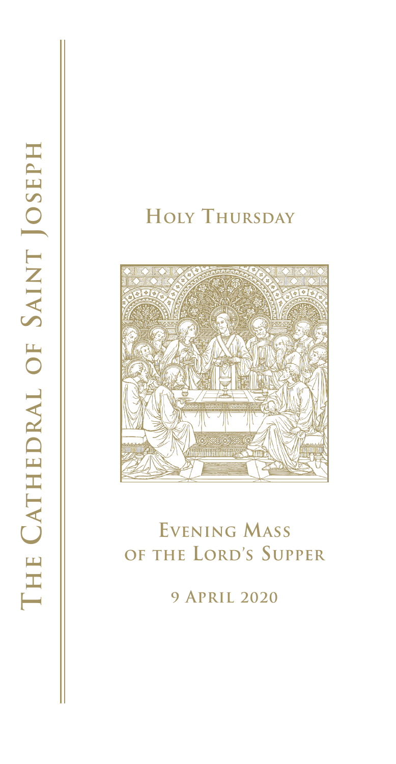# The Cathedral of Saint Joseph

## Holy Thursday

## Evening Mass of the Lord's Supper

**9 April 2020**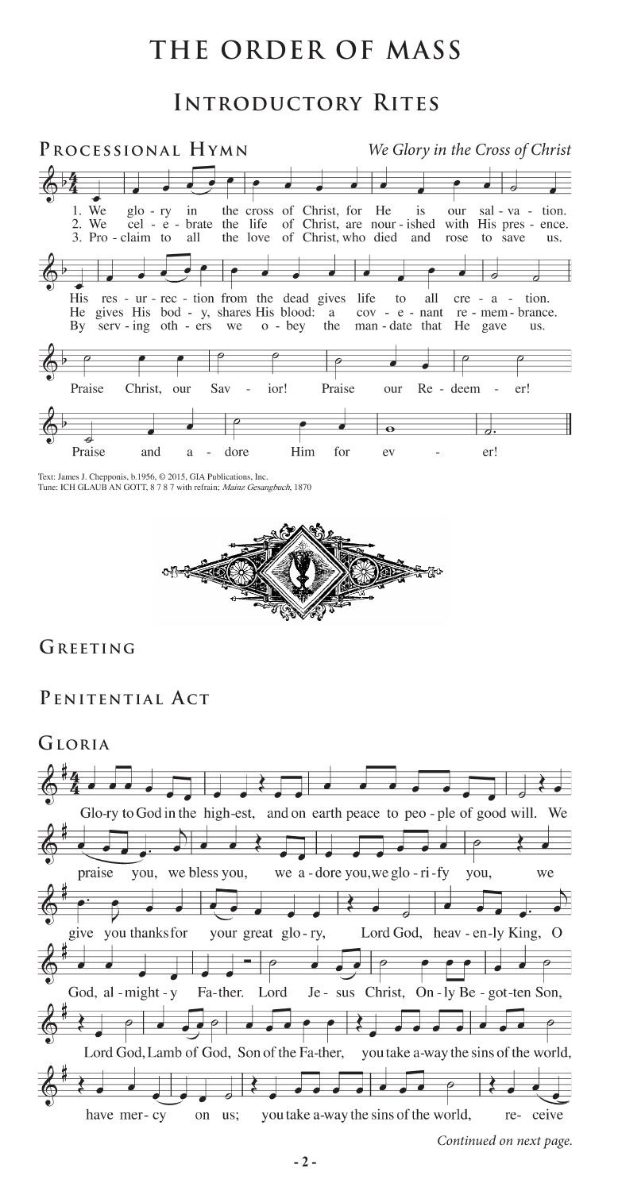# THE ORDER OF MASS

## Introductory Rites

### Processional Hymn

*We Glory in the Cross of Christ*

1. We glo - ry in the cross of Christ, for He is our sal - va - tion. His res - ur - rec - tion from the dead gives life to all cre - a - tion.
2. We cel - e - brate the life of Christ, are nour - ished with His pres - ence. He gives His bod - y, shares His blood: a cov - e - nant re - mem - brance.
3. Pro - claim to all the love of Christ, who died and rose to save us. By serv - ing oth - ers we o - bey the man - date that He gave us.

Praise Christ, our Sav - ior! Praise our Re - deem - er! Praise and a - dore Him for ev - er!

Text: James J. Chepponis, b.1956, © 2015, GIA Publications, Inc.
Tune: ICH GLAUB AN GOTT, 8 7 8 7 with refrain; *Mainz Gesangbuch*, 1870

### Greeting

### Penitential Act

### Gloria

Glo-ry to God in the high-est, and on earth peace to peo - ple of good will. We praise you, we bless you, we a - dore you, we glo - ri - fy you, we give you thanks for your great glo - ry, Lord God, heav - en-ly King, O God, al - might - y Fa-ther. Lord Je - sus Christ, On - ly Be - got-ten Son, Lord God, Lamb of God, Son of the Fa-ther, you take a-way the sins of the world, have mer - cy on us; you take a-way the sins of the world, re- ceive

*Continued on next page.*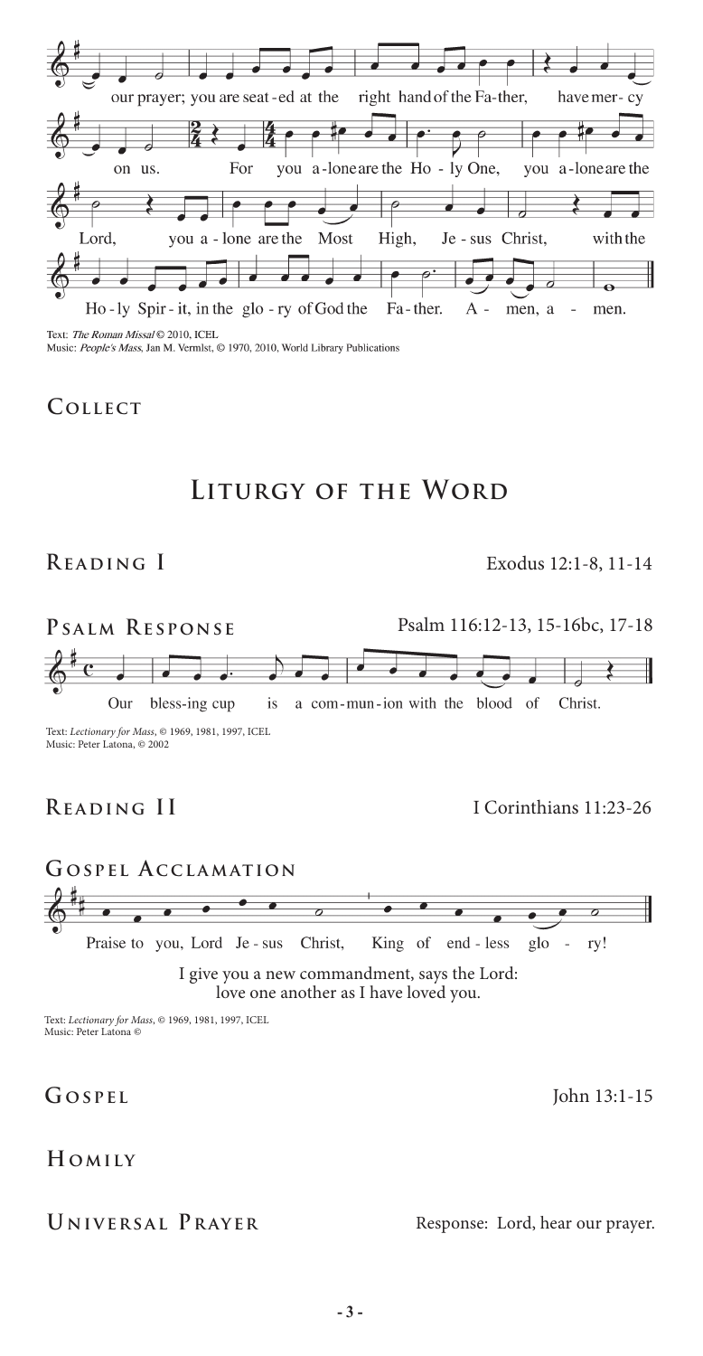our prayer; you are seated at the right hand of the Father, have mercy on us. For you alone are the Holy One, you alone are the Lord, you alone are the Most High, Jesus Christ, with the Holy Spirit, in the glory of God the Father. Amen, amen.

Text: *The Roman Missal* © 2010, ICEL
Music: *People's Mass*, Jan M. Vermulst, © 1970, 2010, World Library Publications

## Collect

# Liturgy of the Word

## Reading I

Exodus 12:1-8, 11-14

## Psalm Response

Psalm 116:12-13, 15-16bc, 17-18

Our blessing cup is a communion with the blood of Christ.

Text: *Lectionary for Mass*, © 1969, 1981, 1997, ICEL
Music: Peter Latona, © 2002

## Reading II

I Corinthians 11:23-26

## Gospel Acclamation

Praise to you, Lord Jesus Christ, King of endless glory!

I give you a new commandment, says the Lord:
love one another as I have loved you.

Text: *Lectionary for Mass*, © 1969, 1981, 1997, ICEL
Music: Peter Latona ©

## Gospel

John 13:1-15

## Homily

## Universal Prayer

Response: Lord, hear our prayer.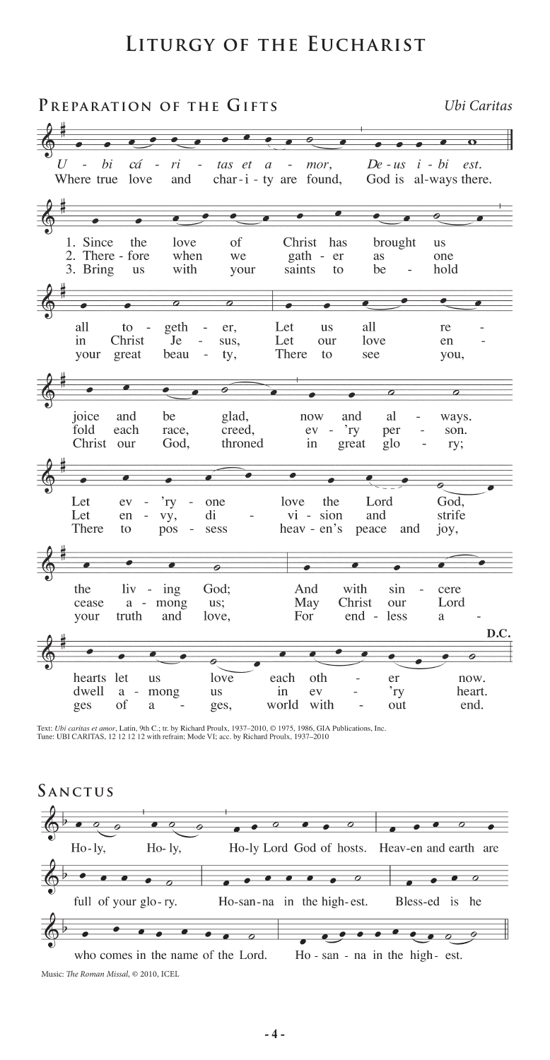# Liturgy of the Eucharist

## Preparation of the Gifts

*Ubi Caritas*

*U - bi cá - ri - tas et a - mor, De - us i - bi est.*
Where true love and char - i - ty are found, God is al - ways there.

1. Since the love of Christ has brought us all to - geth - er, Let us all re - joice and be glad, now and al - ways. Let ev - 'ry - one love the Lord God, the liv - ing God; And with sin - cere hearts let us love each oth - er now.

2. There - fore when we gath - er as one in Christ Je - sus, Let our love en - fold each race, creed, ev - 'ry per - son. Let en - vy, di - vi - sion and strife cease a - mong us; May Christ our Lord dwell a - mong us in ev - 'ry heart.

3. Bring us with your saints to be - hold your great beau - ty, There to see you, Christ our God, throned in great glo - ry; There to pos - sess heav - en's peace and joy, your truth and love, For end - less a - ges of a - ges, world with - out end.

D.C.

Text: *Ubi caritas et amor*, Latin, 9th C.; tr. by Richard Proulx, 1937–2010, © 1975, 1986, GIA Publications, Inc.
Tune: UBI CARITAS, 12 12 12 12 with refrain; Mode VI; acc. by Richard Proulx, 1937–2010

## Sanctus

Ho - ly, Ho - ly, Ho - ly Lord God of hosts. Heav - en and earth are full of your glo - ry. Ho - san - na in the high - est. Bless - ed is he who comes in the name of the Lord. Ho - san - na in the high - est.

Music: *The Roman Missal*, © 2010, ICEL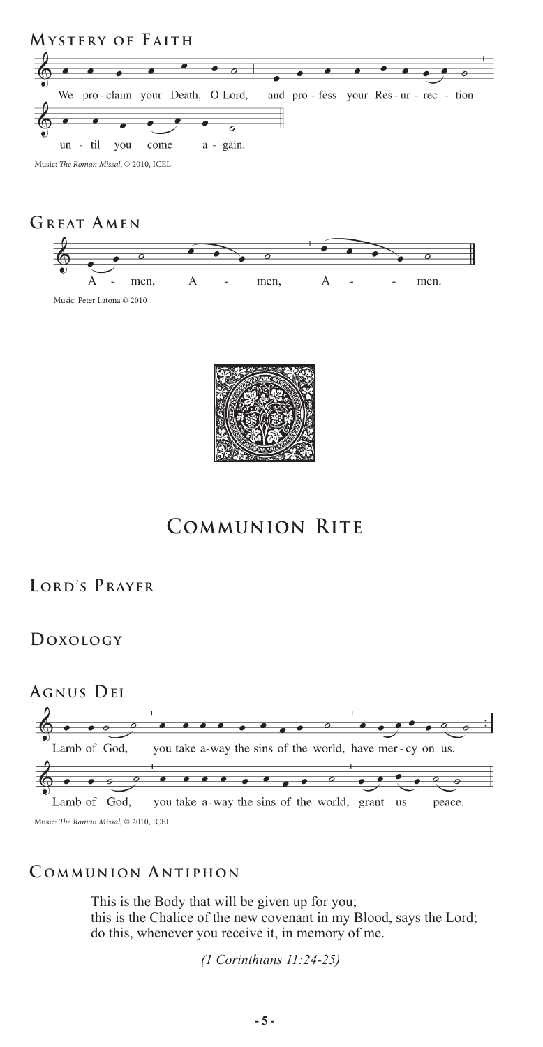## Mystery of Faith

We pro-claim your Death, O Lord, and pro-fess your Res-ur-rec-tion un-til you come a-gain.

Music: *The Roman Missal*, © 2010, ICEL

## Great Amen

A - men, A - men, A - - men.

Music: Peter Latona © 2010

# Communion Rite

## Lord's Prayer

## Doxology

## Agnus Dei

Lamb of God, you take a-way the sins of the world, have mer-cy on us.

Lamb of God, you take a-way the sins of the world, grant us peace.

Music: *The Roman Missal*, © 2010, ICEL

## Communion Antiphon

This is the Body that will be given up for you;
this is the Chalice of the new covenant in my Blood, says the Lord;
do this, whenever you receive it, in memory of me.

*(1 Corinthians 11:24-25)*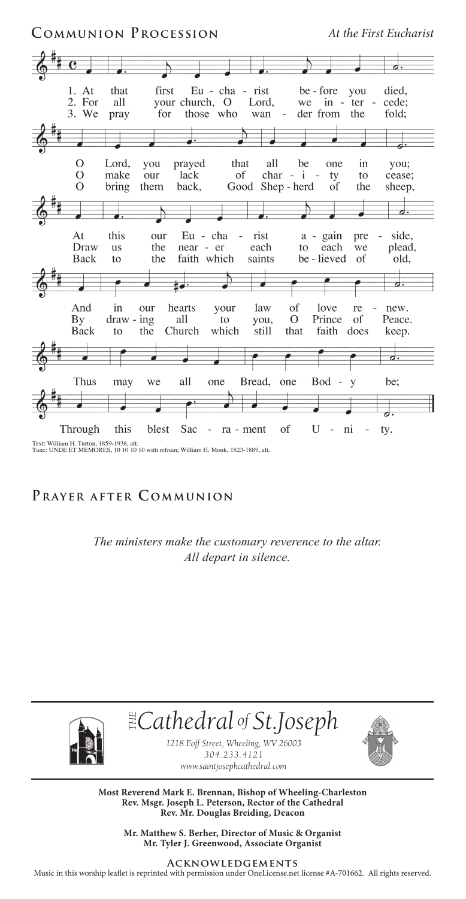## Communion Procession

*At the First Eucharist*

1. At that first Eucharist before you died,
O Lord, you prayed that all be one in you;
At this our Eucharist again preside,
And in our hearts your law of love renew.

2. For all your church, O Lord, we intercede;
O make our lack of charity to cease;
Draw us the nearer each to each we plead,
By drawing all to you, O Prince of Peace.

3. We pray for those who wander from the fold;
O bring them back, Good Shepherd of the sheep,
Back to the faith which saints believed of old,
Back to the Church which still that faith does keep.

Thus may we all one Bread, one Body be;
Through this blest Sacrament of Unity.

Text: William H. Turton, 1859-1938, alt.
Tune: UNDE ET MEMORES, 10 10 10 10 with refrain; William H. Monk, 1823-1889, alt.

## Prayer after Communion

*The ministers make the customary reverence to the altar.*
*All depart in silence.*

*THE Cathedral of St. Joseph*

*1218 Eoff Street, Wheeling, WV 26003*
*304.233.4121*
*www.saintjosephcathedral.com*

**Most Reverend Mark E. Brennan, Bishop of Wheeling-Charleston**
**Rev. Msgr. Joseph L. Peterson, Rector of the Cathedral**
**Rev. Mr. Douglas Breiding, Deacon**

**Mr. Matthew S. Berher, Director of Music & Organist**
**Mr. Tyler J. Greenwood, Associate Organist**

**Acknowledgements**

Music in this worship leaflet is reprinted with permission under OneLicense.net license #A-701662. All rights reserved.